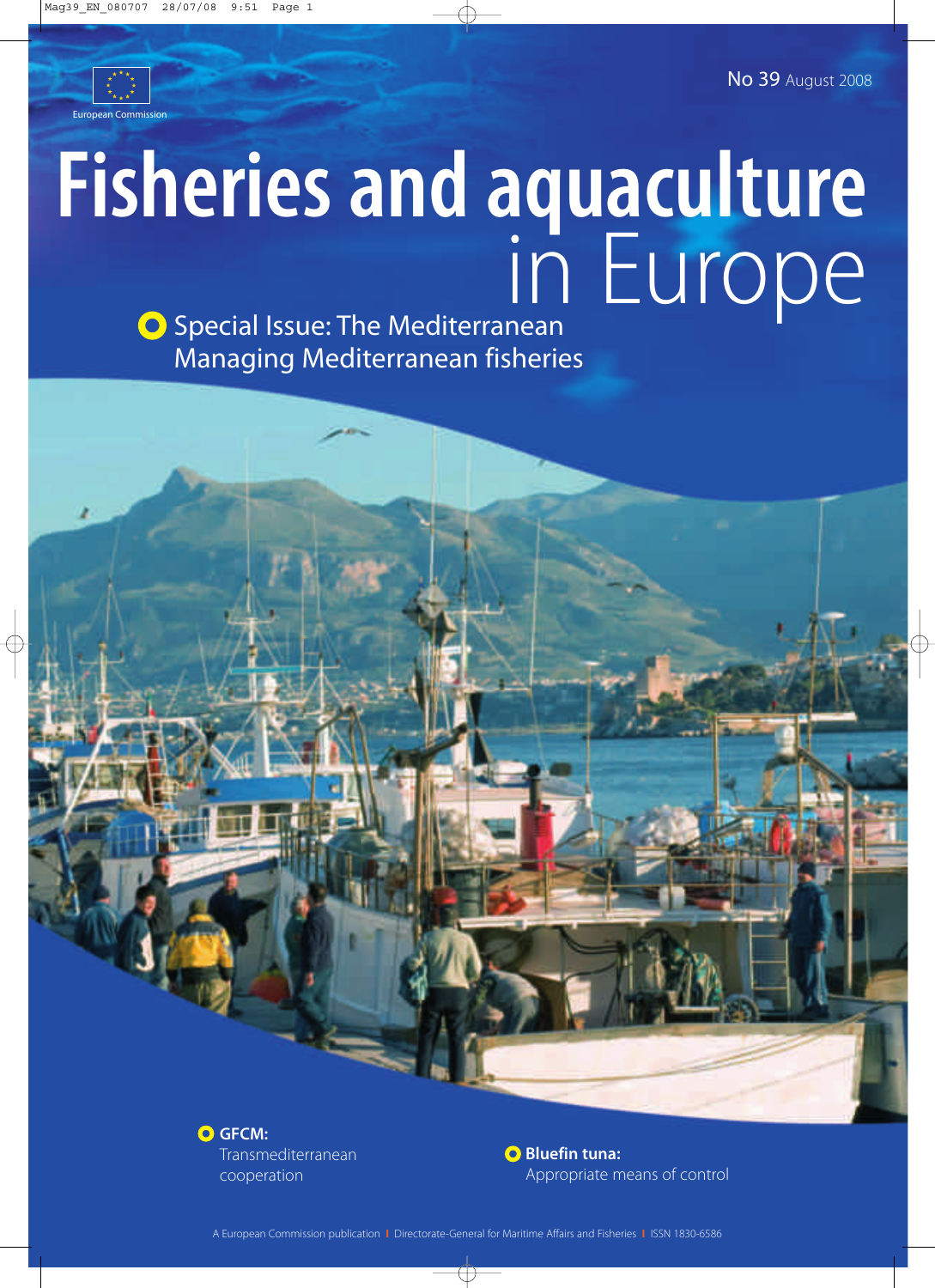European Commission

No 39 August 2008

# Fisheries and aquaculture in Europe

**Special Issue: The Mediterranean**
Managing Mediterranean fisheries

**GFCM:**
Transmediterranean cooperation

**Bluefin tuna:**
Appropriate means of control

A European Commission publication | Directorate-General for Maritime Affairs and Fisheries | ISSN 1830-6586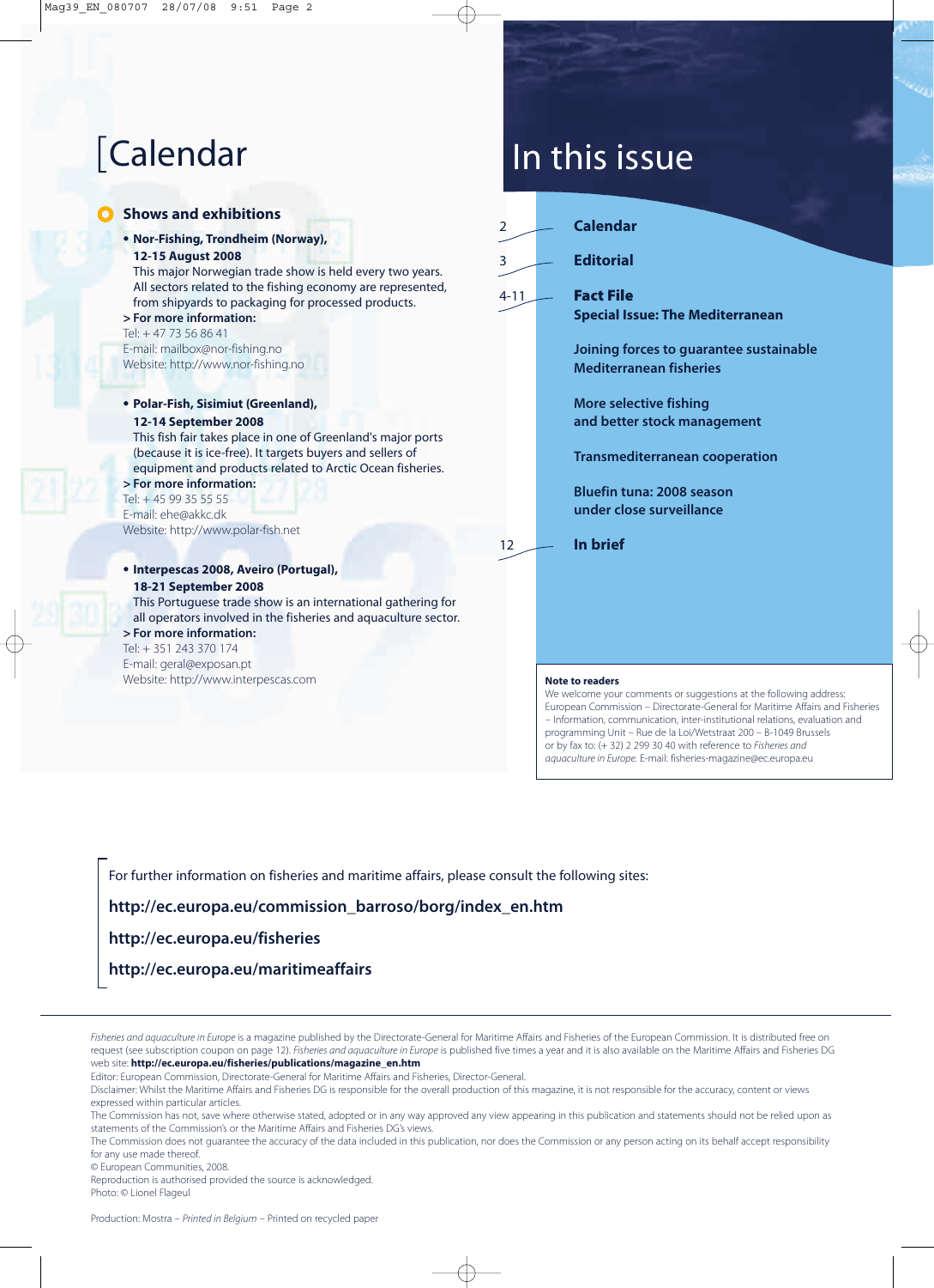# Calendar

## Shows and exhibitions

- **Nor-Fishing, Trondheim (Norway), 12-15 August 2008**
  This major Norwegian trade show is held every two years. All sectors related to the fishing economy are represented, from shipyards to packaging for processed products.

**> For more information:**
Tel: + 47 73 56 86 41
E-mail: mailbox@nor-fishing.no
Website: http://www.nor-fishing.no

- **Polar-Fish, Sisimiut (Greenland), 12-14 September 2008**
  This fish fair takes place in one of Greenland's major ports (because it is ice-free). It targets buyers and sellers of equipment and products related to Arctic Ocean fisheries.

**> For more information:**
Tel: + 45 99 35 55 55
E-mail: ehe@akkc.dk
Website: http://www.polar-fish.net

- **Interpescas 2008, Aveiro (Portugal), 18-21 September 2008**
  This Portuguese trade show is an international gathering for all operators involved in the fisheries and aquaculture sector.

**> For more information:**
Tel: + 351 243 370 174
E-mail: geral@exposan.pt
Website: http://www.interpescas.com

# In this issue

2 — **Calendar**

3 — **Editorial**

4-11 — **Fact File**
**Special Issue: The Mediterranean**

**Joining forces to guarantee sustainable Mediterranean fisheries**

**More selective fishing and better stock management**

**Transmediterranean cooperation**

**Bluefin tuna: 2008 season under close surveillance**

12 — **In brief**

**Note to readers**
We welcome your comments or suggestions at the following address: European Commission – Directorate-General for Maritime Affairs and Fisheries – Information, communication, inter-institutional relations, evaluation and programming Unit – Rue de la Loi/Wetstraat 200 – B-1049 Brussels or by fax to: (+ 32) 2 299 30 40 with reference to *Fisheries and aquaculture in Europe*. E-mail: fisheries-magazine@ec.europa.eu

For further information on fisheries and maritime affairs, please consult the following sites:

**http://ec.europa.eu/commission_barroso/borg/index_en.htm**

**http://ec.europa.eu/fisheries**

**http://ec.europa.eu/maritimeaffairs**

*Fisheries and aquaculture in Europe* is a magazine published by the Directorate-General for Maritime Affairs and Fisheries of the European Commission. It is distributed free on request (see subscription coupon on page 12). *Fisheries and aquaculture in Europe* is published five times a year and it is also available on the Maritime Affairs and Fisheries DG web site: **http://ec.europa.eu/fisheries/publications/magazine_en.htm**

Editor: European Commission, Directorate-General for Maritime Affairs and Fisheries, Director-General.

Disclaimer: Whilst the Maritime Affairs and Fisheries DG is responsible for the overall production of this magazine, it is not responsible for the accuracy, content or views expressed within particular articles.

The Commission has not, save where otherwise stated, adopted or in any way approved any view appearing in this publication and statements should not be relied upon as statements of the Commission's or the Maritime Affairs and Fisheries DG's views.

The Commission does not guarantee the accuracy of the data included in this publication, nor does the Commission or any person acting on its behalf accept responsibility for any use made thereof.

© European Communities, 2008.

Reproduction is authorised provided the source is acknowledged.

Photo: © Lionel Flageul

Production: Mostra – *Printed in Belgium* – Printed on recycled paper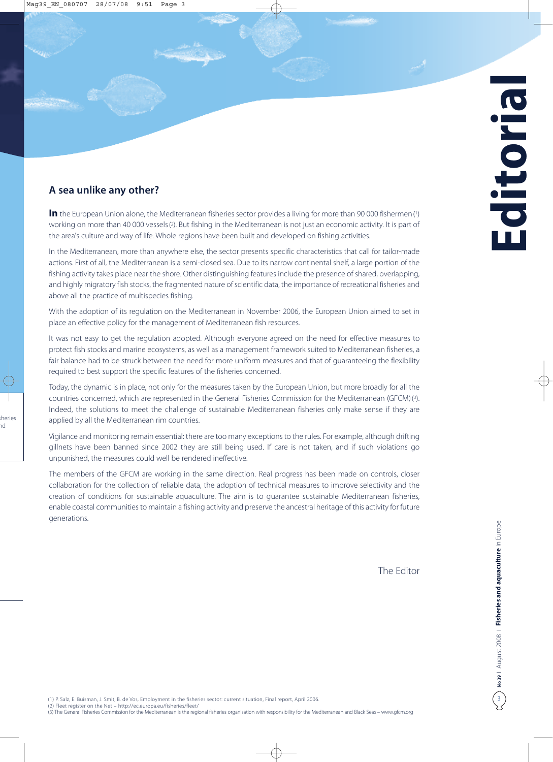# Editorial

## A sea unlike any other?

**In** the European Union alone, the Mediterranean fisheries sector provides a living for more than 90 000 fishermen [1] working on more than 40 000 vessels [2]. But fishing in the Mediterranean is not just an economic activity. It is part of the area's culture and way of life. Whole regions have been built and developed on fishing activities.

In the Mediterranean, more than anywhere else, the sector presents specific characteristics that call for tailor-made actions. First of all, the Mediterranean is a semi-closed sea. Due to its narrow continental shelf, a large portion of the fishing activity takes place near the shore. Other distinguishing features include the presence of shared, overlapping, and highly migratory fish stocks, the fragmented nature of scientific data, the importance of recreational fisheries and above all the practice of multispecies fishing.

With the adoption of its regulation on the Mediterranean in November 2006, the European Union aimed to set in place an effective policy for the management of Mediterranean fish resources.

It was not easy to get the regulation adopted. Although everyone agreed on the need for effective measures to protect fish stocks and marine ecosystems, as well as a management framework suited to Mediterranean fisheries, a fair balance had to be struck between the need for more uniform measures and that of guaranteeing the flexibility required to best support the specific features of the fisheries concerned.

Today, the dynamic is in place, not only for the measures taken by the European Union, but more broadly for all the countries concerned, which are represented in the General Fisheries Commission for the Mediterranean (GFCM) [3]. Indeed, the solutions to meet the challenge of sustainable Mediterranean fisheries only make sense if they are applied by all the Mediterranean rim countries.

Vigilance and monitoring remain essential: there are too many exceptions to the rules. For example, although drifting gillnets have been banned since 2002 they are still being used. If care is not taken, and if such violations go unpunished, the measures could well be rendered ineffective.

The members of the GFCM are working in the same direction. Real progress has been made on controls, closer collaboration for the collection of reliable data, the adoption of technical measures to improve selectivity and the creation of conditions for sustainable aquaculture. The aim is to guarantee sustainable Mediterranean fisheries, enable coastal communities to maintain a fishing activity and preserve the ancestral heritage of this activity for future generations.

The Editor

(1) P. Salz, E. Buisman, J. Smit, B. de Vos, Employment in the fisheries sector: current situation, Final report, April 2006.
(2) Fleet register on the Net – http://ec.europa.eu/fisheries/fleet/
(3) The General Fisheries Commission for the Mediterranean is the regional fisheries organisation with responsibility for the Mediterranean and Black Seas – www.gfcm.org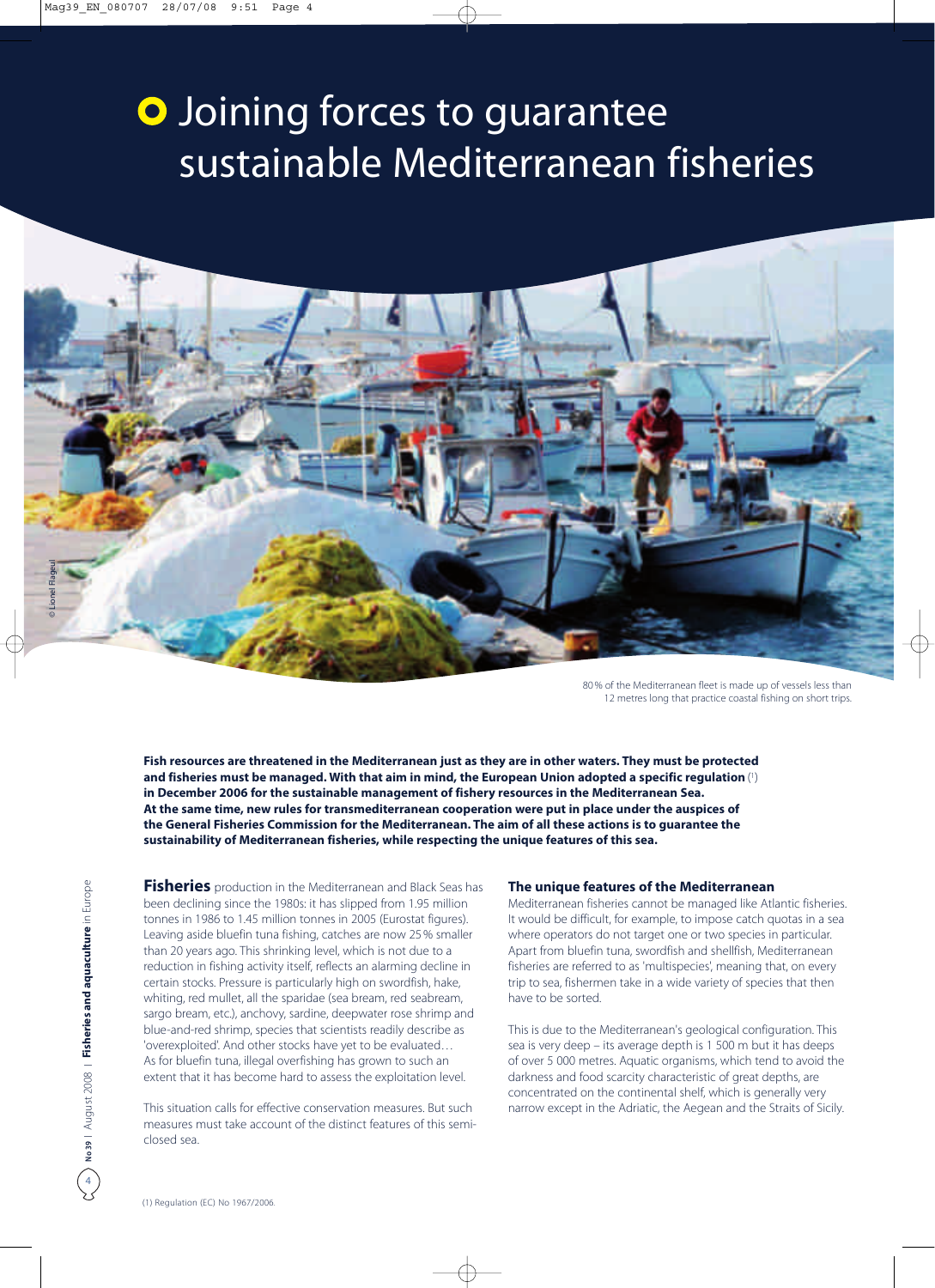# Joining forces to guarantee sustainable Mediterranean fisheries

80 % of the Mediterranean fleet is made up of vessels less than 12 metres long that practice coastal fishing on short trips.

**Fish resources are threatened in the Mediterranean just as they are in other waters. They must be protected and fisheries must be managed. With that aim in mind, the European Union adopted a specific regulation (1) in December 2006 for the sustainable management of fishery resources in the Mediterranean Sea. At the same time, new rules for transmediterranean cooperation were put in place under the auspices of the General Fisheries Commission for the Mediterranean. The aim of all these actions is to guarantee the sustainability of Mediterranean fisheries, while respecting the unique features of this sea.**

**Fisheries** production in the Mediterranean and Black Seas has been declining since the 1980s: it has slipped from 1.95 million tonnes in 1986 to 1.45 million tonnes in 2005 (Eurostat figures). Leaving aside bluefin tuna fishing, catches are now 25 % smaller than 20 years ago. This shrinking level, which is not due to a reduction in fishing activity itself, reflects an alarming decline in certain stocks. Pressure is particularly high on swordfish, hake, whiting, red mullet, all the sparidae (sea bream, red seabream, sargo bream, etc.), anchovy, sardine, deepwater rose shrimp and blue-and-red shrimp, species that scientists readily describe as 'overexploited'. And other stocks have yet to be evaluated… As for bluefin tuna, illegal overfishing has grown to such an extent that it has become hard to assess the exploitation level.

This situation calls for effective conservation measures. But such measures must take account of the distinct features of this semi-closed sea.

## The unique features of the Mediterranean

Mediterranean fisheries cannot be managed like Atlantic fisheries. It would be difficult, for example, to impose catch quotas in a sea where operators do not target one or two species in particular. Apart from bluefin tuna, swordfish and shellfish, Mediterranean fisheries are referred to as 'multispecies', meaning that, on every trip to sea, fishermen take in a wide variety of species that then have to be sorted.

This is due to the Mediterranean's geological configuration. This sea is very deep – its average depth is 1 500 m but it has deeps of over 5 000 metres. Aquatic organisms, which tend to avoid the darkness and food scarcity characteristic of great depths, are concentrated on the continental shelf, which is generally very narrow except in the Adriatic, the Aegean and the Straits of Sicily.

(1) Regulation (EC) No 1967/2006.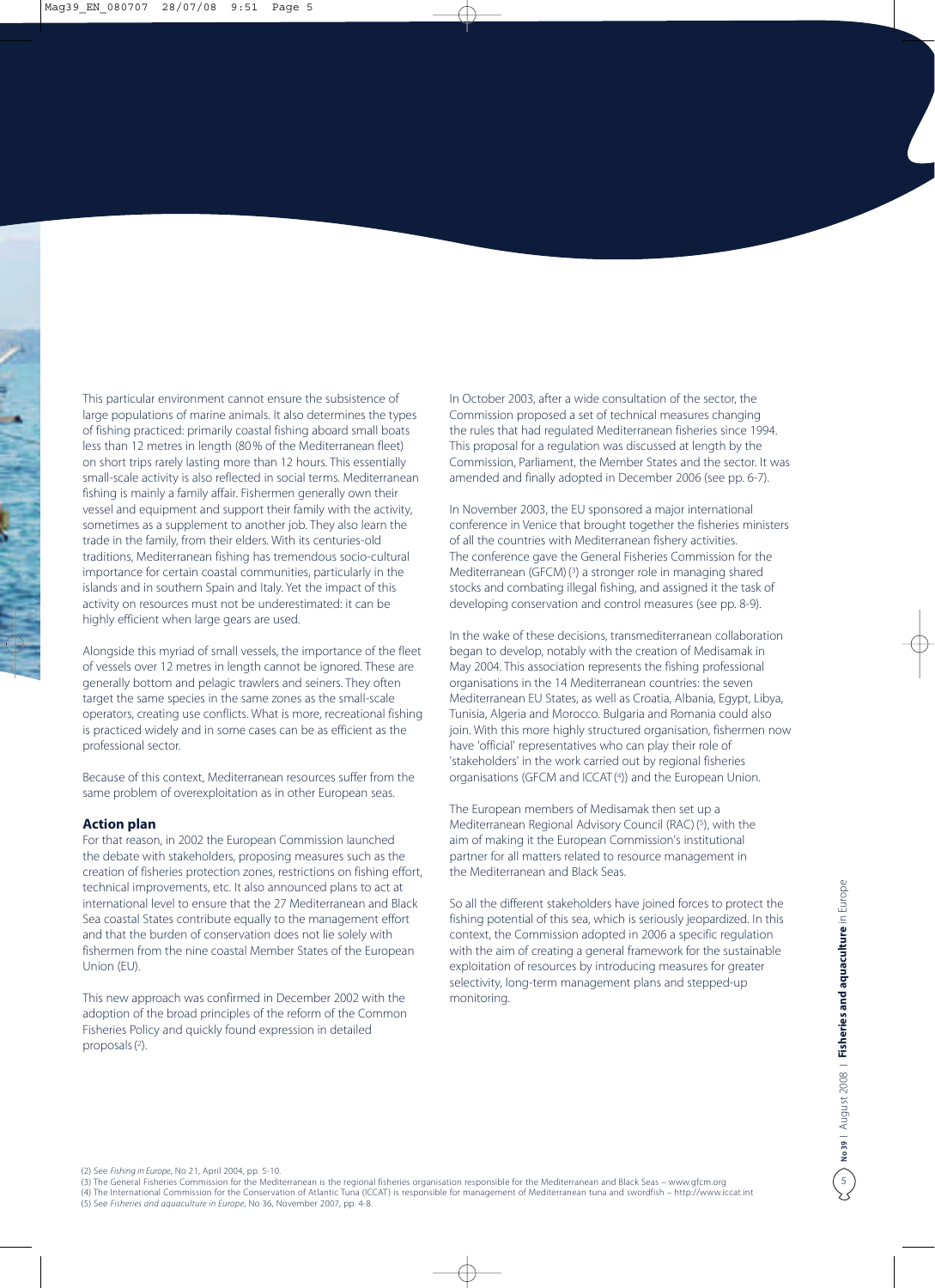This particular environment cannot ensure the subsistence of large populations of marine animals. It also determines the types of fishing practiced: primarily coastal fishing aboard small boats less than 12 metres in length (80% of the Mediterranean fleet) on short trips rarely lasting more than 12 hours. This essentially small-scale activity is also reflected in social terms. Mediterranean fishing is mainly a family affair. Fishermen generally own their vessel and equipment and support their family with the activity, sometimes as a supplement to another job. They also learn the trade in the family, from their elders. With its centuries-old traditions, Mediterranean fishing has tremendous socio-cultural importance for certain coastal communities, particularly in the islands and in southern Spain and Italy. Yet the impact of this activity on resources must not be underestimated: it can be highly efficient when large gears are used.

Alongside this myriad of small vessels, the importance of the fleet of vessels over 12 metres in length cannot be ignored. These are generally bottom and pelagic trawlers and seiners. They often target the same species in the same zones as the small-scale operators, creating use conflicts. What is more, recreational fishing is practiced widely and in some cases can be as efficient as the professional sector.

Because of this context, Mediterranean resources suffer from the same problem of overexploitation as in other European seas.

### Action plan

For that reason, in 2002 the European Commission launched the debate with stakeholders, proposing measures such as the creation of fisheries protection zones, restrictions on fishing effort, technical improvements, etc. It also announced plans to act at international level to ensure that the 27 Mediterranean and Black Sea coastal States contribute equally to the management effort and that the burden of conservation does not lie solely with fishermen from the nine coastal Member States of the European Union (EU).

This new approach was confirmed in December 2002 with the adoption of the broad principles of the reform of the Common Fisheries Policy and quickly found expression in detailed proposals [2].

In October 2003, after a wide consultation of the sector, the Commission proposed a set of technical measures changing the rules that had regulated Mediterranean fisheries since 1994. This proposal for a regulation was discussed at length by the Commission, Parliament, the Member States and the sector. It was amended and finally adopted in December 2006 (see pp. 6-7).

In November 2003, the EU sponsored a major international conference in Venice that brought together the fisheries ministers of all the countries with Mediterranean fishery activities. The conference gave the General Fisheries Commission for the Mediterranean (GFCM) [3] a stronger role in managing shared stocks and combating illegal fishing, and assigned it the task of developing conservation and control measures (see pp. 8-9).

In the wake of these decisions, transmediterranean collaboration began to develop, notably with the creation of Medisamak in May 2004. This association represents the fishing professional organisations in the 14 Mediterranean countries: the seven Mediterranean EU States, as well as Croatia, Albania, Egypt, Libya, Tunisia, Algeria and Morocco. Bulgaria and Romania could also join. With this more highly structured organisation, fishermen now have 'official' representatives who can play their role of 'stakeholders' in the work carried out by regional fisheries organisations (GFCM and ICCAT [4]) and the European Union.

The European members of Medisamak then set up a Mediterranean Regional Advisory Council (RAC) [5], with the aim of making it the European Commission's institutional partner for all matters related to resource management in the Mediterranean and Black Seas.

So all the different stakeholders have joined forces to protect the fishing potential of this sea, which is seriously jeopardized. In this context, the Commission adopted in 2006 a specific regulation with the aim of creating a general framework for the sustainable exploitation of resources by introducing measures for greater selectivity, long-term management plans and stepped-up monitoring.

(2) See *Fishing in Europe*, No 21, April 2004, pp. 5-10.
(3) The General Fisheries Commission for the Mediterranean is the regional fisheries organisation responsible for the Mediterranean and Black Seas – www.gfcm.org
(4) The International Commission for the Conservation of Atlantic Tuna (ICCAT) is responsible for management of Mediterranean tuna and swordfish – http://www.iccat.int
(5) See *Fisheries and aquaculture in Europe*, No 36, November 2007, pp. 4-8.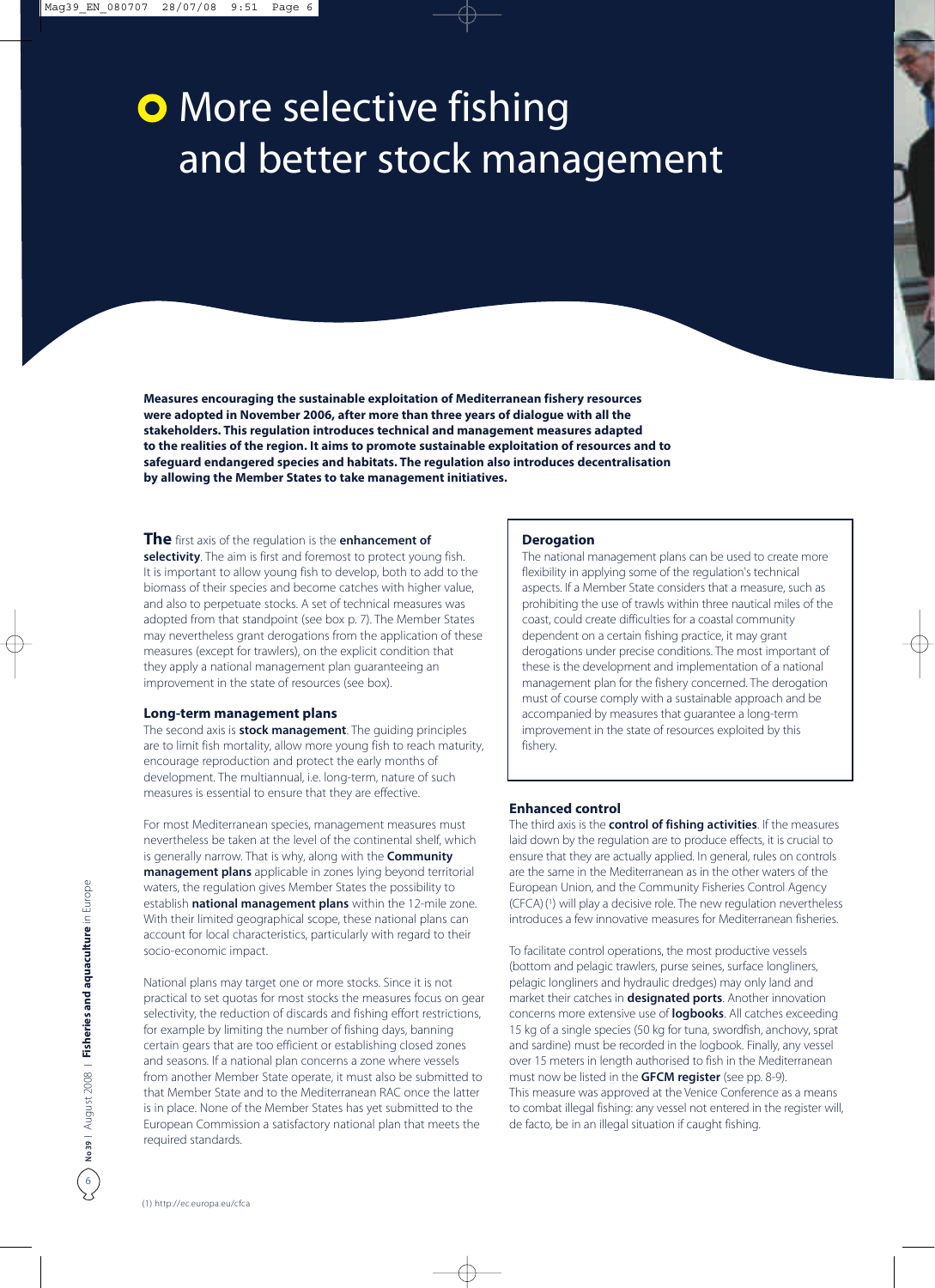# More selective fishing and better stock management

**Measures encouraging the sustainable exploitation of Mediterranean fishery resources were adopted in November 2006, after more than three years of dialogue with all the stakeholders. This regulation introduces technical and management measures adapted to the realities of the region. It aims to promote sustainable exploitation of resources and to safeguard endangered species and habitats. The regulation also introduces decentralisation by allowing the Member States to take management initiatives.**

**The** first axis of the regulation is the **enhancement of selectivity**. The aim is first and foremost to protect young fish. It is important to allow young fish to develop, both to add to the biomass of their species and become catches with higher value, and also to perpetuate stocks. A set of technical measures was adopted from that standpoint (see box p. 7). The Member States may nevertheless grant derogations from the application of these measures (except for trawlers), on the explicit condition that they apply a national management plan guaranteeing an improvement in the state of resources (see box).

### Long-term management plans

The second axis is **stock management**. The guiding principles are to limit fish mortality, allow more young fish to reach maturity, encourage reproduction and protect the early months of development. The multiannual, i.e. long-term, nature of such measures is essential to ensure that they are effective.

For most Mediterranean species, management measures must nevertheless be taken at the level of the continental shelf, which is generally narrow. That is why, along with the **Community management plans** applicable in zones lying beyond territorial waters, the regulation gives Member States the possibility to establish **national management plans** within the 12-mile zone. With their limited geographical scope, these national plans can account for local characteristics, particularly with regard to their socio-economic impact.

National plans may target one or more stocks. Since it is not practical to set quotas for most stocks the measures focus on gear selectivity, the reduction of discards and fishing effort restrictions, for example by limiting the number of fishing days, banning certain gears that are too efficient or establishing closed zones and seasons. If a national plan concerns a zone where vessels from another Member State operate, it must also be submitted to that Member State and to the Mediterranean RAC once the latter is in place. None of the Member States has yet submitted to the European Commission a satisfactory national plan that meets the required standards.

> ### Derogation
>
> The national management plans can be used to create more flexibility in applying some of the regulation's technical aspects. If a Member State considers that a measure, such as prohibiting the use of trawls within three nautical miles of the coast, could create difficulties for a coastal community dependent on a certain fishing practice, it may grant derogations under precise conditions. The most important of these is the development and implementation of a national management plan for the fishery concerned. The derogation must of course comply with a sustainable approach and be accompanied by measures that guarantee a long-term improvement in the state of resources exploited by this fishery.

### Enhanced control

The third axis is the **control of fishing activities**. If the measures laid down by the regulation are to produce effects, it is crucial to ensure that they are actually applied. In general, rules on controls are the same in the Mediterranean as in the other waters of the European Union, and the Community Fisheries Control Agency (CFCA) [1] will play a decisive role. The new regulation nevertheless introduces a few innovative measures for Mediterranean fisheries.

To facilitate control operations, the most productive vessels (bottom and pelagic trawlers, purse seines, surface longliners, pelagic longliners and hydraulic dredges) may only land and market their catches in **designated ports**. Another innovation concerns more extensive use of **logbooks**. All catches exceeding 15 kg of a single species (50 kg for tuna, swordfish, anchovy, sprat and sardine) must be recorded in the logbook. Finally, any vessel over 15 meters in length authorised to fish in the Mediterranean must now be listed in the **GFCM register** (see pp. 8-9). This measure was approved at the Venice Conference as a means to combat illegal fishing: any vessel not entered in the register will, de facto, be in an illegal situation if caught fishing.

(1) http://ec.europa.eu/cfca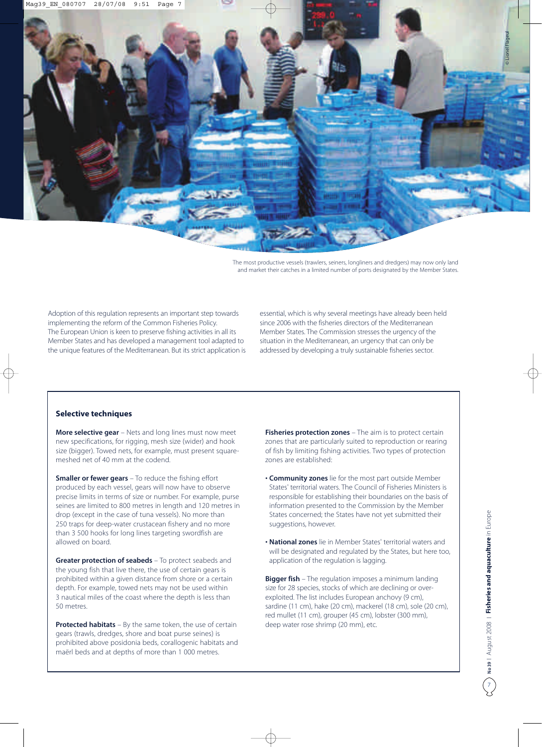The most productive vessels (trawlers, seiners, longliners and dredgers) may now only land and market their catches in a limited number of ports designated by the Member States.

Adoption of this regulation represents an important step towards implementing the reform of the Common Fisheries Policy. The European Union is keen to preserve fishing activities in all its Member States and has developed a management tool adapted to the unique features of the Mediterranean. But its strict application is essential, which is why several meetings have already been held since 2006 with the fisheries directors of the Mediterranean Member States. The Commission stresses the urgency of the situation in the Mediterranean, an urgency that can only be addressed by developing a truly sustainable fisheries sector.

## Selective techniques

**More selective gear** – Nets and long lines must now meet new specifications, for rigging, mesh size (wider) and hook size (bigger). Towed nets, for example, must present square-meshed net of 40 mm at the codend.

**Smaller or fewer gears** – To reduce the fishing effort produced by each vessel, gears will now have to observe precise limits in terms of size or number. For example, purse seines are limited to 800 metres in length and 120 metres in drop (except in the case of tuna vessels). No more than 250 traps for deep-water crustacean fishery and no more than 3 500 hooks for long lines targeting swordfish are allowed on board.

**Greater protection of seabeds** – To protect seabeds and the young fish that live there, the use of certain gears is prohibited within a given distance from shore or a certain depth. For example, towed nets may not be used within 3 nautical miles of the coast where the depth is less than 50 metres.

**Protected habitats** – By the same token, the use of certain gears (trawls, dredges, shore and boat purse seines) is prohibited above posidonia beds, corallogenic habitats and maërl beds and at depths of more than 1 000 metres.

**Fisheries protection zones** – The aim is to protect certain zones that are particularly suited to reproduction or rearing of fish by limiting fishing activities. Two types of protection zones are established:

- **Community zones** lie for the most part outside Member States' territorial waters. The Council of Fisheries Ministers is responsible for establishing their boundaries on the basis of information presented to the Commission by the Member States concerned; the States have not yet submitted their suggestions, however.
- **National zones** lie in Member States' territorial waters and will be designated and regulated by the States, but here too, application of the regulation is lagging.

**Bigger fish** – The regulation imposes a minimum landing size for 28 species, stocks of which are declining or over-exploited. The list includes European anchovy (9 cm), sardine (11 cm), hake (20 cm), mackerel (18 cm), sole (20 cm), red mullet (11 cm), grouper (45 cm), lobster (300 mm), deep water rose shrimp (20 mm), etc.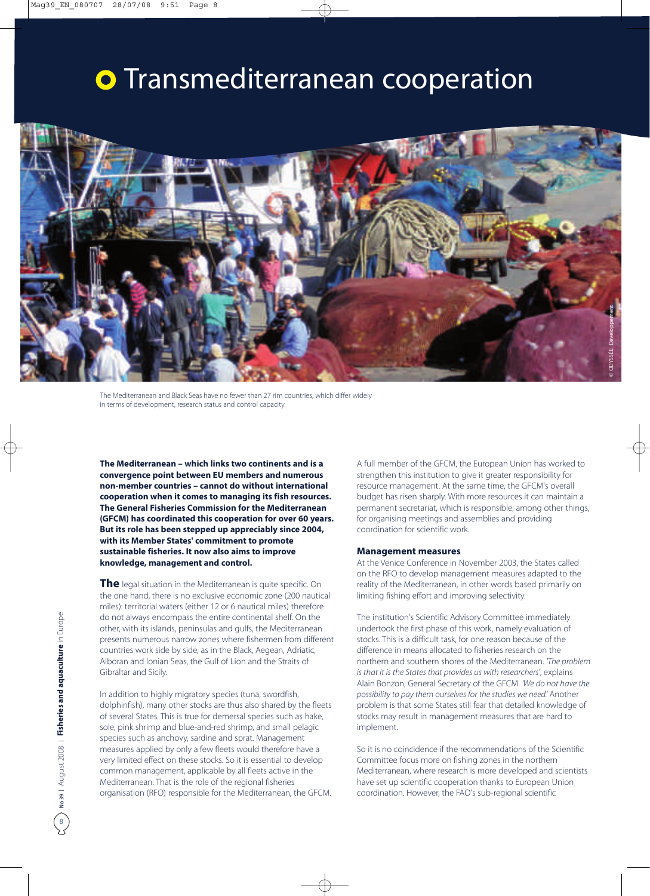// Transcription of page 8

# Transmediterranean cooperation

The Mediterranean and Black Seas have no fewer than 27 rim countries, which differ widely in terms of development, research status and control capacity.

**The Mediterranean – which links two continents and is a convergence point between EU members and numerous non-member countries – cannot do without international cooperation when it comes to managing its fish resources. The General Fisheries Commission for the Mediterranean (GFCM) has coordinated this cooperation for over 60 years. But its role has been stepped up appreciably since 2004, with its Member States' commitment to promote sustainable fisheries. It now also aims to improve knowledge, management and control.**

**The** legal situation in the Mediterranean is quite specific. On the one hand, there is no exclusive economic zone (200 nautical miles): territorial waters (either 12 or 6 nautical miles) therefore do not always encompass the entire continental shelf. On the other, with its islands, peninsulas and gulfs, the Mediterranean presents numerous narrow zones where fishermen from different countries work side by side, as in the Black, Aegean, Adriatic, Alboran and Ionian Seas, the Gulf of Lion and the Straits of Gibraltar and Sicily.

In addition to highly migratory species (tuna, swordfish, dolphinfish), many other stocks are thus also shared by the fleets of several States. This is true for demersal species such as hake, sole, pink shrimp and blue-and-red shrimp, and small pelagic species such as anchovy, sardine and sprat. Management measures applied by only a few fleets would therefore have a very limited effect on these stocks. So it is essential to develop common management, applicable by all fleets active in the Mediterranean. That is the role of the regional fisheries organisation (RFO) responsible for the Mediterranean, the GFCM.

A full member of the GFCM, the European Union has worked to strengthen this institution to give it greater responsibility for resource management. At the same time, the GFCM's overall budget has risen sharply. With more resources it can maintain a permanent secretariat, which is responsible, among other things, for organising meetings and assemblies and providing coordination for scientific work.

## Management measures

At the Venice Conference in November 2003, the States called on the RFO to develop management measures adapted to the reality of the Mediterranean, in other words based primarily on limiting fishing effort and improving selectivity.

The institution's Scientific Advisory Committee immediately undertook the first phase of this work, namely evaluation of stocks. This is a difficult task, for one reason because of the difference in means allocated to fisheries research on the northern and southern shores of the Mediterranean. *'The problem is that it is the States that provides us with researchers'*, explains Alain Bonzon, General Secretary of the GFCM. *'We do not have the possibility to pay them ourselves for the studies we need.'* Another problem is that some States still fear that detailed knowledge of stocks may result in management measures that are hard to implement.

So it is no coincidence if the recommendations of the Scientific Committee focus more on fishing zones in the northern Mediterranean, where research is more developed and scientists have set up scientific cooperation thanks to European Union coordination. However, the FAO's sub-regional scientific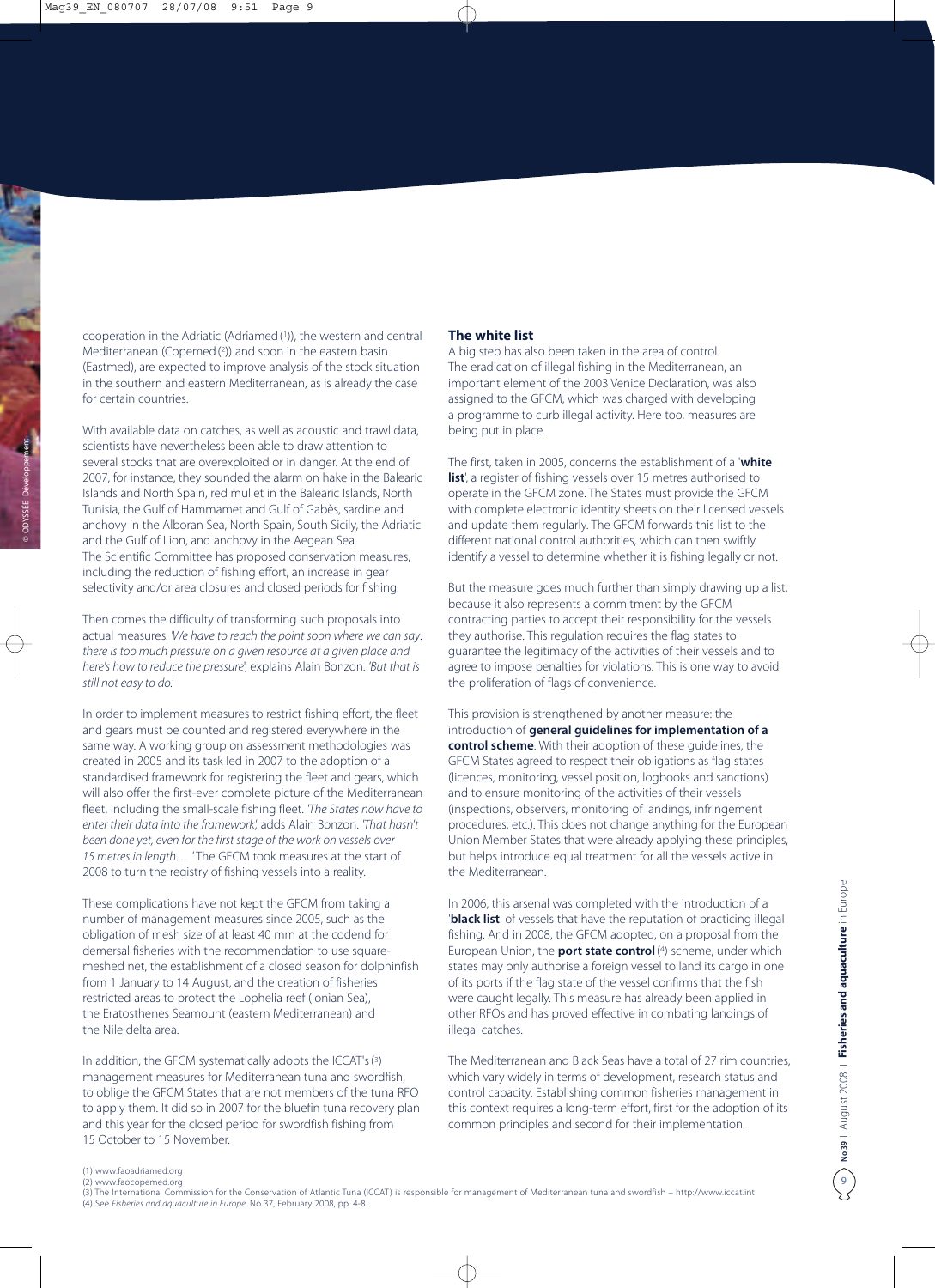cooperation in the Adriatic (Adriamed [1]), the western and central Mediterranean (Copemed [2]) and soon in the eastern basin (Eastmed), are expected to improve analysis of the stock situation in the southern and eastern Mediterranean, as is already the case for certain countries.

With available data on catches, as well as acoustic and trawl data, scientists have nevertheless been able to draw attention to several stocks that are overexploited or in danger. At the end of 2007, for instance, they sounded the alarm on hake in the Balearic Islands and North Spain, red mullet in the Balearic Islands, North Tunisia, the Gulf of Hammamet and Gulf of Gabès, sardine and anchovy in the Alboran Sea, North Spain, South Sicily, the Adriatic and the Gulf of Lion, and anchovy in the Aegean Sea. The Scientific Committee has proposed conservation measures, including the reduction of fishing effort, an increase in gear selectivity and/or area closures and closed periods for fishing.

Then comes the difficulty of transforming such proposals into actual measures. *'We have to reach the point soon where we can say: there is too much pressure on a given resource at a given place and here's how to reduce the pressure'*, explains Alain Bonzon. *'But that is still not easy to do.'*

In order to implement measures to restrict fishing effort, the fleet and gears must be counted and registered everywhere in the same way. A working group on assessment methodologies was created in 2005 and its task led in 2007 to the adoption of a standardised framework for registering the fleet and gears, which will also offer the first-ever complete picture of the Mediterranean fleet, including the small-scale fishing fleet. *'The States now have to enter their data into the framework,'* adds Alain Bonzon. *'That hasn't been done yet, even for the first stage of the work on vessels over 15 metres in length…'* The GFCM took measures at the start of 2008 to turn the registry of fishing vessels into a reality.

These complications have not kept the GFCM from taking a number of management measures since 2005, such as the obligation of mesh size of at least 40 mm at the codend for demersal fisheries with the recommendation to use square-meshed net, the establishment of a closed season for dolphinfish from 1 January to 14 August, and the creation of fisheries restricted areas to protect the Lophelia reef (Ionian Sea), the Eratosthenes Seamount (eastern Mediterranean) and the Nile delta area.

In addition, the GFCM systematically adopts the ICCAT's [3] management measures for Mediterranean tuna and swordfish, to oblige the GFCM States that are not members of the tuna RFO to apply them. It did so in 2007 for the bluefin tuna recovery plan and this year for the closed period for swordfish fishing from 15 October to 15 November.

## The white list

A big step has also been taken in the area of control. The eradication of illegal fishing in the Mediterranean, an important element of the 2003 Venice Declaration, was also assigned to the GFCM, which was charged with developing a programme to curb illegal activity. Here too, measures are being put in place.

The first, taken in 2005, concerns the establishment of a '**white list**', a register of fishing vessels over 15 metres authorised to operate in the GFCM zone. The States must provide the GFCM with complete electronic identity sheets on their licensed vessels and update them regularly. The GFCM forwards this list to the different national control authorities, which can then swiftly identify a vessel to determine whether it is fishing legally or not.

But the measure goes much further than simply drawing up a list, because it also represents a commitment by the GFCM contracting parties to accept their responsibility for the vessels they authorise. This regulation requires the flag states to guarantee the legitimacy of the activities of their vessels and to agree to impose penalties for violations. This is one way to avoid the proliferation of flags of convenience.

This provision is strengthened by another measure: the introduction of **general guidelines for implementation of a control scheme**. With their adoption of these guidelines, the GFCM States agreed to respect their obligations as flag states (licences, monitoring, vessel position, logbooks and sanctions) and to ensure monitoring of the activities of their vessels (inspections, observers, monitoring of landings, infringement procedures, etc.). This does not change anything for the European Union Member States that were already applying these principles, but helps introduce equal treatment for all the vessels active in the Mediterranean.

In 2006, this arsenal was completed with the introduction of a '**black list**' of vessels that have the reputation of practicing illegal fishing. And in 2008, the GFCM adopted, on a proposal from the European Union, the **port state control** [4] scheme, under which states may only authorise a foreign vessel to land its cargo in one of its ports if the flag state of the vessel confirms that the fish were caught legally. This measure has already been applied in other RFOs and has proved effective in combating landings of illegal catches.

The Mediterranean and Black Seas have a total of 27 rim countries, which vary widely in terms of development, research status and control capacity. Establishing common fisheries management in this context requires a long-term effort, first for the adoption of its common principles and second for their implementation.

(1) www.faoadriamed.org
(2) www.faocopemed.org
(3) The International Commission for the Conservation of Atlantic Tuna (ICCAT) is responsible for management of Mediterranean tuna and swordfish – http://www.iccat.int
(4) See *Fisheries and aquaculture in Europe*, No 37, February 2008, pp. 4-8.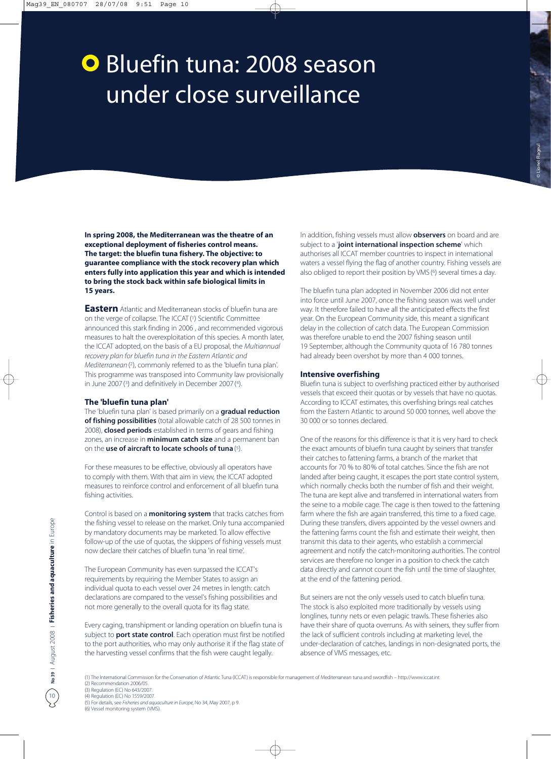# Bluefin tuna: 2008 season under close surveillance

**In spring 2008, the Mediterranean was the theatre of an exceptional deployment of fisheries control means. The target: the bluefin tuna fishery. The objective: to guarantee compliance with the stock recovery plan which enters fully into application this year and which is intended to bring the stock back within safe biological limits in 15 years.**

**Eastern** Atlantic and Mediterranean stocks of bluefin tuna are on the verge of collapse. The ICCAT [1] Scientific Committee announced this stark finding in 2006 , and recommended vigorous measures to halt the overexploitation of this species. A month later, the ICCAT adopted, on the basis of a EU proposal, the *Multiannual recovery plan for bluefin tuna in the Eastern Atlantic and Mediterranean* [2], commonly referred to as the 'bluefin tuna plan'. This programme was transposed into Community law provisionally in June 2007 [3] and definitively in December 2007 [4].

### The 'bluefin tuna plan'

The 'bluefin tuna plan' is based primarily on a **gradual reduction of fishing possibilities** (total allowable catch of 28 500 tonnes in 2008), **closed periods** established in terms of gears and fishing zones, an increase in **minimum catch size** and a permanent ban on the **use of aircraft to locate schools of tuna** [5].

For these measures to be effective, obviously all operators have to comply with them. With that aim in view, the ICCAT adopted measures to reinforce control and enforcement of all bluefin tuna fishing activities.

Control is based on a **monitoring system** that tracks catches from the fishing vessel to release on the market. Only tuna accompanied by mandatory documents may be marketed. To allow effective follow-up of the use of quotas, the skippers of fishing vessels must now declare their catches of bluefin tuna 'in real time'.

The European Community has even surpassed the ICCAT's requirements by requiring the Member States to assign an individual quota to each vessel over 24 metres in length: catch declarations are compared to the vessel's fishing possibilities and not more generally to the overall quota for its flag state.

Every caging, transhipment or landing operation on bluefin tuna is subject to **port state control**. Each operation must first be notified to the port authorities, who may only authorise it if the flag state of the harvesting vessel confirms that the fish were caught legally.

In addition, fishing vessels must allow **observers** on board and are subject to a '**joint international inspection scheme**' which authorises all ICCAT member countries to inspect in international waters a vessel flying the flag of another country. Fishing vessels are also obliged to report their position by VMS [6] several times a day.

The bluefin tuna plan adopted in November 2006 did not enter into force until June 2007, once the fishing season was well under way. It therefore failed to have all the anticipated effects the first year. On the European Community side, this meant a significant delay in the collection of catch data. The European Commission was therefore unable to end the 2007 fishing season until 19 September, although the Community quota of 16 780 tonnes had already been overshot by more than 4 000 tonnes.

### Intensive overfishing

Bluefin tuna is subject to overfishing practiced either by authorised vessels that exceed their quotas or by vessels that have no quotas. According to ICCAT estimates, this overfishing brings real catches from the Eastern Atlantic to around 50 000 tonnes, well above the 30 000 or so tonnes declared.

One of the reasons for this difference is that it is very hard to check the exact amounts of bluefin tuna caught by seiners that transfer their catches to fattening farms, a branch of the market that accounts for 70 % to 80% of total catches. Since the fish are not landed after being caught, it escapes the port state control system, which normally checks both the number of fish and their weight. The tuna are kept alive and transferred in international waters from the seine to a mobile cage. The cage is then towed to the fattening farm where the fish are again transferred, this time to a fixed cage. During these transfers, divers appointed by the vessel owners and the fattening farms count the fish and estimate their weight, then transmit this data to their agents, who establish a commercial agreement and notify the catch-monitoring authorities. The control services are therefore no longer in a position to check the catch data directly and cannot count the fish until the time of slaughter, at the end of the fattening period.

But seiners are not the only vessels used to catch bluefin tuna. The stock is also exploited more traditionally by vessels using longlines, tunny nets or even pelagic trawls. These fisheries also have their share of quota overruns. As with seiners, they suffer from the lack of sufficient controls including at marketing level, the under-declaration of catches, landings in non-designated ports, the absence of VMS messages, etc.

---

(1) The International Commission for the Conservation of Atlantic Tuna (ICCAT) is responsible for management of Mediterranean tuna and swordfish – http://www.iccat.int
(2) Recommendation 2006/05.
(3) Regulation (EC) No 643/2007.
(4) Regulation (EC) No 1559/2007.
(5) For details, see *Fisheries and aquaculture in Europe*, No 34, May 2007, p 9.
(6) Vessel monitoring system (VMS).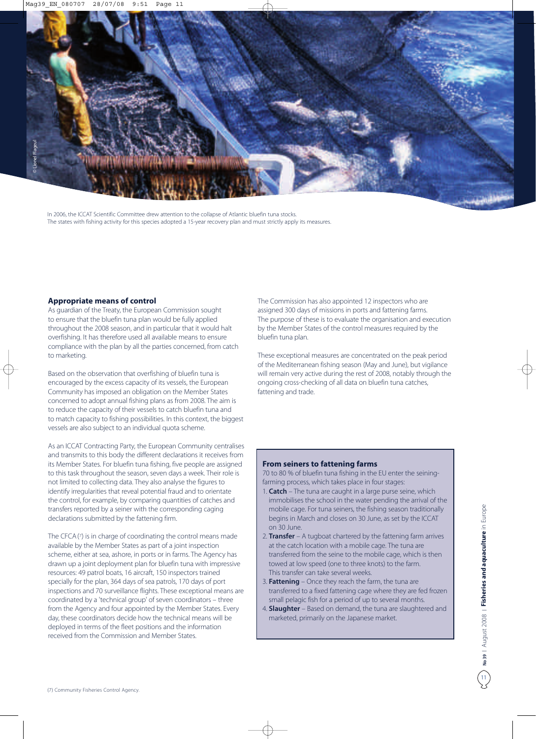In 2006, the ICCAT Scientific Committee drew attention to the collapse of Atlantic bluefin tuna stocks.
The states with fishing activity for this species adopted a 15-year recovery plan and must strictly apply its measures.

## Appropriate means of control

As guardian of the Treaty, the European Commission sought to ensure that the bluefin tuna plan would be fully applied throughout the 2008 season, and in particular that it would halt overfishing. It has therefore used all available means to ensure compliance with the plan by all the parties concerned, from catch to marketing.

Based on the observation that overfishing of bluefin tuna is encouraged by the excess capacity of its vessels, the European Community has imposed an obligation on the Member States concerned to adopt annual fishing plans as from 2008. The aim is to reduce the capacity of their vessels to catch bluefin tuna and to match capacity to fishing possibilities. In this context, the biggest vessels are also subject to an individual quota scheme.

As an ICCAT Contracting Party, the European Community centralises and transmits to this body the different declarations it receives from its Member States. For bluefin tuna fishing, five people are assigned to this task throughout the season, seven days a week. Their role is not limited to collecting data. They also analyse the figures to identify irregularities that reveal potential fraud and to orientate the control, for example, by comparing quantities of catches and transfers reported by a seiner with the corresponding caging declarations submitted by the fattening firm.

The CFCA (7) is in charge of coordinating the control means made available by the Member States as part of a joint inspection scheme, either at sea, ashore, in ports or in farms. The Agency has drawn up a joint deployment plan for bluefin tuna with impressive resources: 49 patrol boats, 16 aircraft, 150 inspectors trained specially for the plan, 364 days of sea patrols, 170 days of port inspections and 70 surveillance flights. These exceptional means are coordinated by a 'technical group' of seven coordinators – three from the Agency and four appointed by the Member States. Every day, these coordinators decide how the technical means will be deployed in terms of the fleet positions and the information received from the Commission and Member States.

The Commission has also appointed 12 inspectors who are assigned 300 days of missions in ports and fattening farms. The purpose of these is to evaluate the organisation and execution by the Member States of the control measures required by the bluefin tuna plan.

These exceptional measures are concentrated on the peak period of the Mediterranean fishing season (May and June), but vigilance will remain very active during the rest of 2008, notably through the ongoing cross-checking of all data on bluefin tuna catches, fattening and trade.

### From seiners to fattening farms

70 to 80 % of bluefin tuna fishing in the EU enter the seining-farming process, which takes place in four stages:

1. **Catch** – The tuna are caught in a large purse seine, which immobilises the school in the water pending the arrival of the mobile cage. For tuna seiners, the fishing season traditionally begins in March and closes on 30 June, as set by the ICCAT on 30 June.
2. **Transfer** – A tugboat chartered by the fattening farm arrives at the catch location with a mobile cage. The tuna are transferred from the seine to the mobile cage, which is then towed at low speed (one to three knots) to the farm. This transfer can take several weeks.
3. **Fattening** – Once they reach the farm, the tuna are transferred to a fixed fattening cage where they are fed frozen small pelagic fish for a period of up to several months.
4. **Slaughter** – Based on demand, the tuna are slaughtered and marketed, primarily on the Japanese market.

(7) Community Fisheries Control Agency.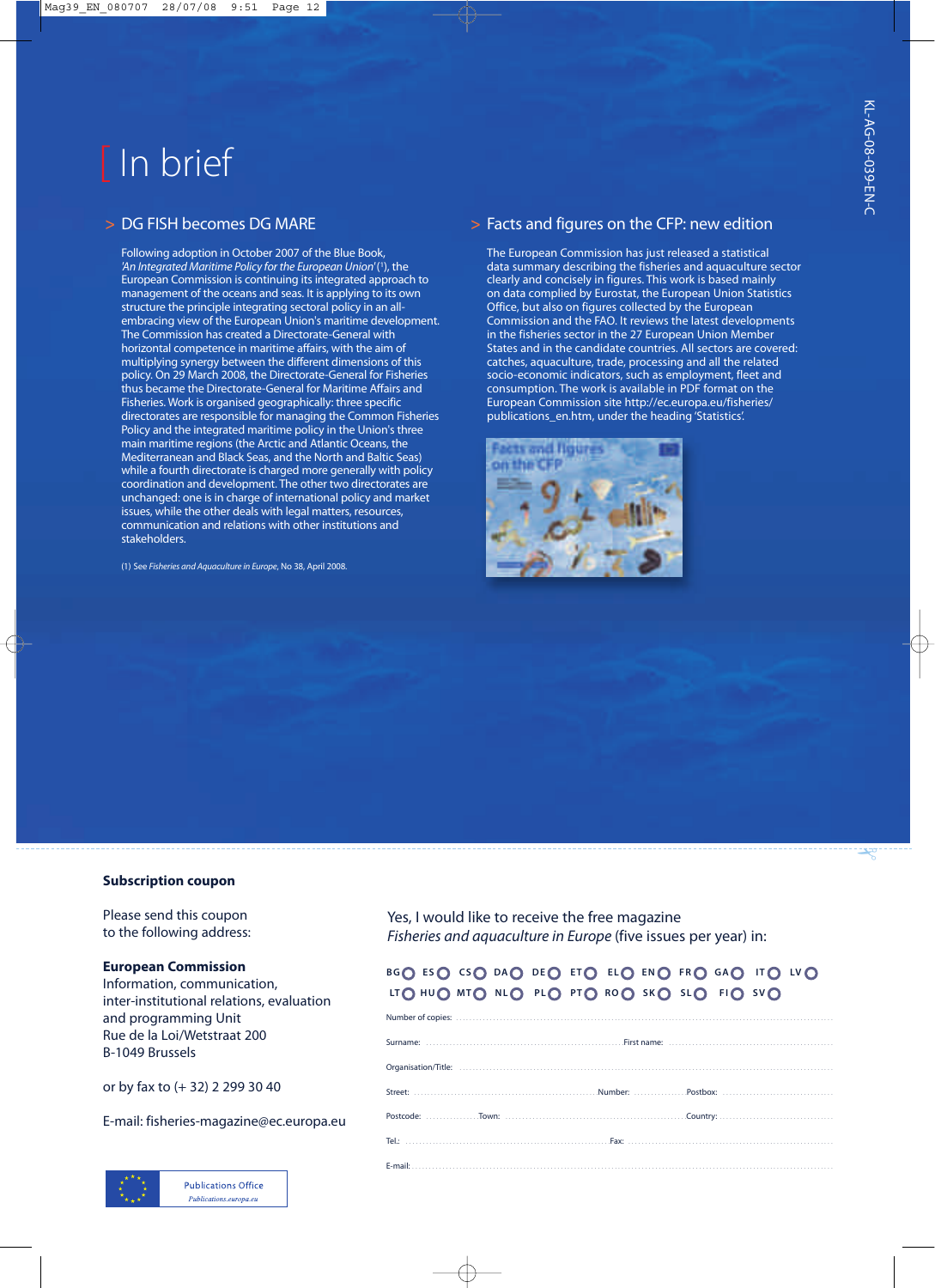# In brief

## > DG FISH becomes DG MARE

Following adoption in October 2007 of the Blue Book, *'An Integrated Maritime Policy for the European Union'* (1), the European Commission is continuing its integrated approach to management of the oceans and seas. It is applying to its own structure the principle integrating sectoral policy in an all-embracing view of the European Union's maritime development. The Commission has created a Directorate-General with horizontal competence in maritime affairs, with the aim of multiplying synergy between the different dimensions of this policy. On 29 March 2008, the Directorate-General for Fisheries thus became the Directorate-General for Maritime Affairs and Fisheries. Work is organised geographically: three specific directorates are responsible for managing the Common Fisheries Policy and the integrated maritime policy in the Union's three main maritime regions (the Arctic and Atlantic Oceans, the Mediterranean and Black Seas, and the North and Baltic Seas) while a fourth directorate is charged more generally with policy coordination and development. The other two directorates are unchanged: one is in charge of international policy and market issues, while the other deals with legal matters, resources, communication and relations with other institutions and stakeholders.

(1) See *Fisheries and Aquaculture in Europe*, No 38, April 2008.

## > Facts and figures on the CFP: new edition

The European Commission has just released a statistical data summary describing the fisheries and aquaculture sector clearly and concisely in figures. This work is based mainly on data complied by Eurostat, the European Union Statistics Office, but also on figures collected by the European Commission and the FAO. It reviews the latest developments in the fisheries sector in the 27 European Union Member States and in the candidate countries. All sectors are covered: catches, aquaculture, trade, processing and all the related socio-economic indicators, such as employment, fleet and consumption. The work is available in PDF format on the European Commission site http://ec.europa.eu/fisheries/publications_en.htm, under the heading 'Statistics'.

KL-AG-08-039-EN-C

**Subscription coupon**

Please send this coupon to the following address:

**European Commission**
Information, communication, inter-institutional relations, evaluation and programming Unit
Rue de la Loi/Wetstraat 200
B-1049 Brussels

or by fax to (+ 32) 2 299 30 40

E-mail: fisheries-magazine@ec.europa.eu

Publications Office
Publications.europa.eu

Yes, I would like to receive the free magazine *Fisheries and aquaculture in Europe* (five issues per year) in:

BG ○ ES ○ CS ○ DA ○ DE ○ ET ○ EL ○ EN ○ FR ○ GA ○ IT ○ LV ○
LT ○ HU ○ MT ○ NL ○ PL ○ PT ○ RO ○ SK ○ SL ○ FI ○ SV ○

Number of copies: ..............................

Surname: .............................. First name: ..............................

Organisation/Title: ..............................

Street: .............................. Number: .............................. Postbox: ..............................

Postcode: .............................. Town: .............................. Country: ..............................

Tel.: .............................. Fax: ..............................

E-mail: ..............................